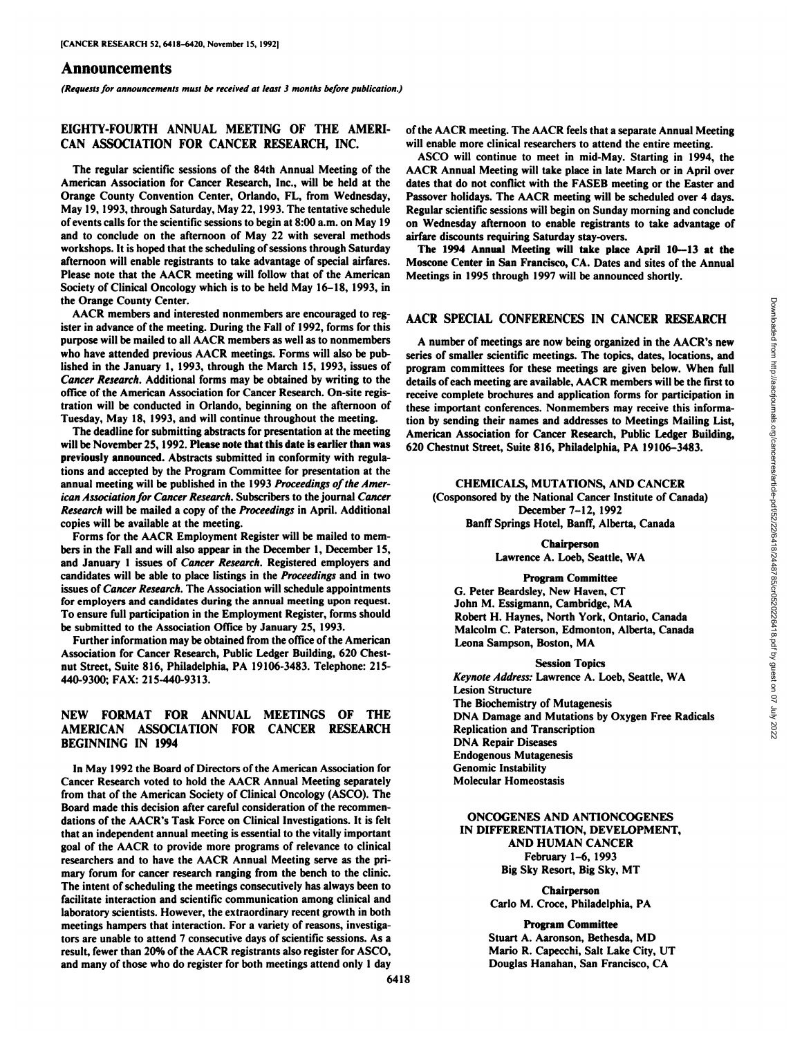# Announcements

*(Requests for announcements must be received at least 3 months before publication.)*

## EIGHTY-FOURTH ANNUAL MEETING OF THE AMERICAN ASSOCIATION FOR CANCER RESEARCH, INC.

The regular scientific sessions of the 84th Annual Meeting of the American Association for Cancer Research, Inc., will be held at the Orange County Convention Center, Orlando, FL, from Wednesday, May 19, 1993, through Saturday, May 22, 1993. The tentative schedule of events calls for the scientific sessions to begin at 8:00 a.m. on May 19 and to conclude on the afternoon of May 22 with several methods workshops. It is hoped that the scheduling of sessions through Saturday afternoon will enable registrants to take advantage of special airfares. Please note that the AACR meeting will follow that of the American Society of Clinical Oncology which is to be held May 16–18, 1993, in the Orange County Center.

AACR members and interested nonmembers are encouraged to register in advance of the meeting. During the Fall of 1992, forms for this purpose will be mailed to all AACR members as well as to nonmembers who have attended previous AACR meetings. Forms will also be published in the January 1, 1993, through the March 15, 1993, issues of *Cancer Research*. Additional forms may be obtained by writing to the office of the American Association for Cancer Research. On-site registration will be conducted in Orlando, beginning on the afternoon of Tuesday, May 18, 1993, and will continue throughout the meeting.

The deadline for submitting abstracts for presentation at the meeting will be November 25, 1992. **Please note that this date is earlier than was previously announced.** Abstracts submitted in conformity with regulations and accepted by the Program Committee for presentation at the annual meeting will be published in the 1993 *Proceedings of the American Association for Cancer Research*. Subscribers to the journal *Cancer Research* will be mailed a copy of the *Proceedings* in April. Additional copies will be available at the meeting.

Forms for the AACR Employment Register will be mailed to members in the Fall and will also appear in the December 1, December 15, and January 1 issues of *Cancer Research*. Registered employers and candidates will be able to place listings in the *Proceedings* and in two issues of *Cancer Research*. The Association will schedule appointments for employers and candidates during the annual meeting upon request. To ensure full participation in the Employment Register, forms should be submitted to the Association Office by January 25, 1993.

Further information may be obtained from the office of the American Association for Cancer Research, Public Ledger Building, 620 Chestnut Street, Suite 816, Philadelphia, PA 19106-3483. Telephone: 215-440-9300; FAX: 215-440-9313.

## NEW FORMAT FOR ANNUAL MEETINGS OF THE AMERICAN ASSOCIATION FOR CANCER RESEARCH BEGINNING IN 1994

In May 1992 the Board of Directors of the American Association for Cancer Research voted to hold the AACR Annual Meeting separately from that of the American Society of Clinical Oncology (ASCO). The Board made this decision after careful consideration of the recommendations of the AACR's Task Force on Clinical Investigations. It is felt that an independent annual meeting is essential to the vitally important goal of the AACR to provide more programs of relevance to clinical researchers and to have the AACR Annual Meeting serve as the primary forum for cancer research ranging from the bench to the clinic. The intent of scheduling the meetings consecutively has always been to facilitate interaction and scientific communication among clinical and laboratory scientists. However, the extraordinary recent growth in both meetings hampers that interaction. For a variety of reasons, investigators are unable to attend 7 consecutive days of scientific sessions. As a result, fewer than 20% of the AACR registrants also register for ASCO, and many of those who do register for both meetings attend only 1 day of the AACR meeting. The AACR feels that a separate Annual Meeting will enable more clinical researchers to attend the entire meeting.

ASCO will continue to meet in mid-May. Starting in 1994, the AACR Annual Meeting will take place in late March or in April over dates that do not conflict with the FASEB meeting or the Easter and Passover holidays. The AACR meeting will be scheduled over 4 days. Regular scientific sessions will begin on Sunday morning and conclude on Wednesday afternoon to enable registrants to take advantage of airfare discounts requiring Saturday stay-overs.

**The 1994 Annual Meeting will take place April 10–13 at the Moscone Center in San Francisco, CA.** Dates and sites of the Annual Meetings in 1995 through 1997 will be announced shortly.

## AACR SPECIAL CONFERENCES IN CANCER RESEARCH

A number of meetings are now being organized in the AACR's new series of smaller scientific meetings. The topics, dates, locations, and program committees for these meetings are given below. When full details of each meeting are available, AACR members will be the first to receive complete brochures and application forms for participation in these important conferences. Nonmembers may receive this information by sending their names and addresses to Meetings Mailing List, American Association for Cancer Research, Public Ledger Building, 620 Chestnut Street, Suite 816, Philadelphia, PA 19106–3483.

### CHEMICALS, MUTATIONS, AND CANCER

(Cosponsored by the National Cancer Institute of Canada)
December 7–12, 1992
Banff Springs Hotel, Banff, Alberta, Canada

**Chairperson**
Lawrence A. Loeb, Seattle, WA

**Program Committee**
G. Peter Beardsley, New Haven, CT
John M. Essigmann, Cambridge, MA
Robert H. Haynes, North York, Ontario, Canada
Malcolm C. Paterson, Edmonton, Alberta, Canada
Leona Sampson, Boston, MA

**Session Topics**
*Keynote Address:* Lawrence A. Loeb, Seattle, WA
Lesion Structure
The Biochemistry of Mutagenesis
DNA Damage and Mutations by Oxygen Free Radicals
Replication and Transcription
DNA Repair Diseases
Endogenous Mutagenesis
Genomic Instability
Molecular Homeostasis

### ONCOGENES AND ANTIONCOGENES IN DIFFERENTIATION, DEVELOPMENT, AND HUMAN CANCER

February 1–6, 1993
Big Sky Resort, Big Sky, MT

**Chairperson**
Carlo M. Croce, Philadelphia, PA

**Program Committee**
Stuart A. Aaronson, Bethesda, MD
Mario R. Capecchi, Salt Lake City, UT
Douglas Hanahan, San Francisco, CA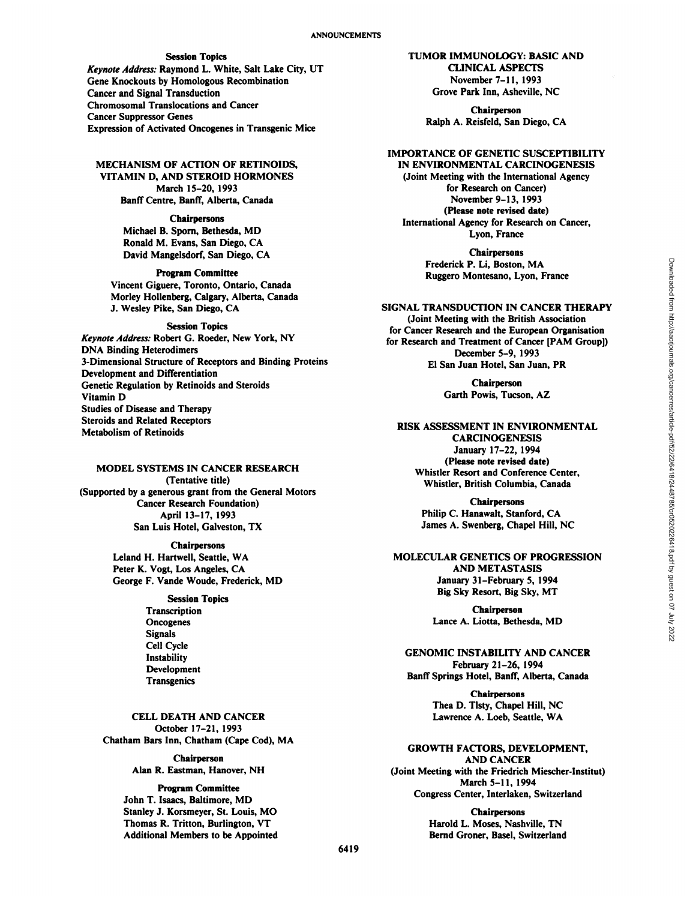**Session Topics**

*Keynote Address:* Raymond L. White, Salt Lake City, UT
Gene Knockouts by Homologous Recombination
Cancer and Signal Transduction
Chromosomal Translocations and Cancer
Cancer Suppressor Genes
Expression of Activated Oncogenes in Transgenic Mice

## MECHANISM OF ACTION OF RETINOIDS, VITAMIN D, AND STEROID HORMONES

March 15–20, 1993
Banff Centre, Banff, Alberta, Canada

**Chairpersons**

Michael B. Sporn, Bethesda, MD
Ronald M. Evans, San Diego, CA
David Mangelsdorf, San Diego, CA

**Program Committee**

Vincent Giguere, Toronto, Ontario, Canada
Morley Hollenberg, Calgary, Alberta, Canada
J. Wesley Pike, San Diego, CA

**Session Topics**

*Keynote Address:* Robert G. Roeder, New York, NY
DNA Binding Heterodimers
3-Dimensional Structure of Receptors and Binding Proteins
Development and Differentiation
Genetic Regulation by Retinoids and Steroids
Vitamin D
Studies of Disease and Therapy
Steroids and Related Receptors
Metabolism of Retinoids

## MODEL SYSTEMS IN CANCER RESEARCH

(Tentative title)
(Supported by a generous grant from the General Motors Cancer Research Foundation)
April 13–17, 1993
San Luis Hotel, Galveston, TX

**Chairpersons**

Leland H. Hartwell, Seattle, WA
Peter K. Vogt, Los Angeles, CA
George F. Vande Woude, Frederick, MD

**Session Topics**

Transcription
Oncogenes
Signals
Cell Cycle
Instability
Development
Transgenics

## CELL DEATH AND CANCER

October 17–21, 1993
Chatham Bars Inn, Chatham (Cape Cod), MA

**Chairperson**

Alan R. Eastman, Hanover, NH

**Program Committee**

John T. Isaacs, Baltimore, MD
Stanley J. Korsmeyer, St. Louis, MO
Thomas R. Tritton, Burlington, VT
Additional Members to be Appointed

## TUMOR IMMUNOLOGY: BASIC AND CLINICAL ASPECTS

November 7–11, 1993
Grove Park Inn, Asheville, NC

**Chairperson**

Ralph A. Reisfeld, San Diego, CA

## IMPORTANCE OF GENETIC SUSCEPTIBILITY IN ENVIRONMENTAL CARCINOGENESIS

(Joint Meeting with the International Agency for Research on Cancer)
November 9–13, 1993
**(Please note revised date)**
International Agency for Research on Cancer, Lyon, France

**Chairpersons**

Frederick P. Li, Boston, MA
Ruggero Montesano, Lyon, France

## SIGNAL TRANSDUCTION IN CANCER THERAPY

(Joint Meeting with the British Association for Cancer Research and the European Organisation for Research and Treatment of Cancer [PAM Group])
December 5–9, 1993
El San Juan Hotel, San Juan, PR

**Chairperson**

Garth Powis, Tucson, AZ

## RISK ASSESSMENT IN ENVIRONMENTAL CARCINOGENESIS

January 17–22, 1994
**(Please note revised date)**
Whistler Resort and Conference Center, Whistler, British Columbia, Canada

**Chairpersons**

Philip C. Hanawalt, Stanford, CA
James A. Swenberg, Chapel Hill, NC

## MOLECULAR GENETICS OF PROGRESSION AND METASTASIS

January 31–February 5, 1994
Big Sky Resort, Big Sky, MT

**Chairperson**

Lance A. Liotta, Bethesda, MD

## GENOMIC INSTABILITY AND CANCER

February 21–26, 1994
Banff Springs Hotel, Banff, Alberta, Canada

**Chairpersons**

Thea D. Tlsty, Chapel Hill, NC
Lawrence A. Loeb, Seattle, WA

## GROWTH FACTORS, DEVELOPMENT, AND CANCER

(Joint Meeting with the Friedrich Miescher-Institut)
March 5–11, 1994
Congress Center, Interlaken, Switzerland

**Chairpersons**

Harold L. Moses, Nashville, TN
Bernd Groner, Basel, Switzerland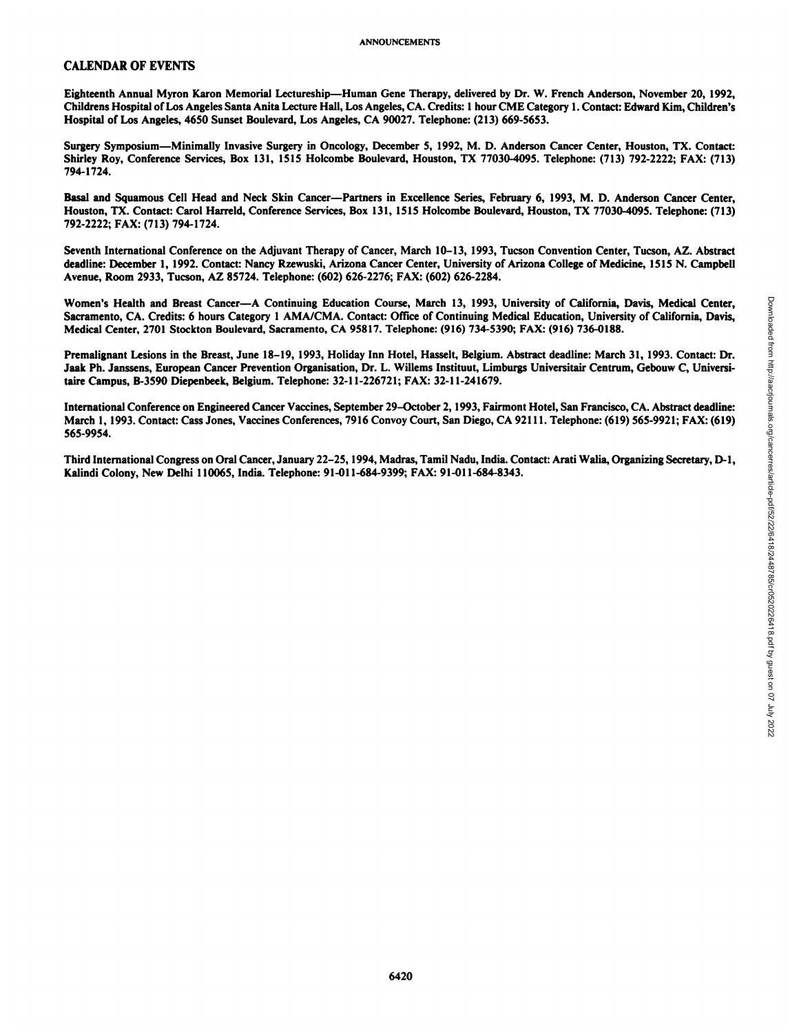## CALENDAR OF EVENTS

Eighteenth Annual Myron Karon Memorial Lectureship—Human Gene Therapy, delivered by Dr. W. French Anderson, November 20, 1992, Childrens Hospital of Los Angeles Santa Anita Lecture Hall, Los Angeles, CA. Credits: 1 hour CME Category 1. Contact: Edward Kim, Children's Hospital of Los Angeles, 4650 Sunset Boulevard, Los Angeles, CA 90027. Telephone: (213) 669-5653.

Surgery Symposium—Minimally Invasive Surgery in Oncology, December 5, 1992, M. D. Anderson Cancer Center, Houston, TX. Contact: Shirley Roy, Conference Services, Box 131, 1515 Holcombe Boulevard, Houston, TX 77030-4095. Telephone: (713) 792-2222; FAX: (713) 794-1724.

Basal and Squamous Cell Head and Neck Skin Cancer—Partners in Excellence Series, February 6, 1993, M. D. Anderson Cancer Center, Houston, TX. Contact: Carol Harreld, Conference Services, Box 131, 1515 Holcombe Boulevard, Houston, TX 77030-4095. Telephone: (713) 792-2222; FAX: (713) 794-1724.

Seventh International Conference on the Adjuvant Therapy of Cancer, March 10–13, 1993, Tucson Convention Center, Tucson, AZ. Abstract deadline: December 1, 1992. Contact: Nancy Rzewuski, Arizona Cancer Center, University of Arizona College of Medicine, 1515 N. Campbell Avenue, Room 2933, Tucson, AZ 85724. Telephone: (602) 626-2276; FAX: (602) 626-2284.

Women's Health and Breast Cancer—A Continuing Education Course, March 13, 1993, University of California, Davis, Medical Center, Sacramento, CA. Credits: 6 hours Category 1 AMA/CMA. Contact: Office of Continuing Medical Education, University of California, Davis, Medical Center, 2701 Stockton Boulevard, Sacramento, CA 95817. Telephone: (916) 734-5390; FAX: (916) 736-0188.

Premalignant Lesions in the Breast, June 18–19, 1993, Holiday Inn Hotel, Hasselt, Belgium. Abstract deadline: March 31, 1993. Contact: Dr. Jaak Ph. Janssens, European Cancer Prevention Organisation, Dr. L. Willems Instituut, Limburgs Universitair Centrum, Gebouw C, Universitaire Campus, B-3590 Diepenbeek, Belgium. Telephone: 32-11-226721; FAX: 32-11-241679.

International Conference on Engineered Cancer Vaccines, September 29–October 2, 1993, Fairmont Hotel, San Francisco, CA. Abstract deadline: March 1, 1993. Contact: Cass Jones, Vaccines Conferences, 7916 Convoy Court, San Diego, CA 92111. Telephone: (619) 565-9921; FAX: (619) 565-9954.

Third International Congress on Oral Cancer, January 22–25, 1994, Madras, Tamil Nadu, India. Contact: Arati Walia, Organizing Secretary, D-1, Kalindi Colony, New Delhi 110065, India. Telephone: 91-011-684-9399; FAX: 91-011-684-8343.